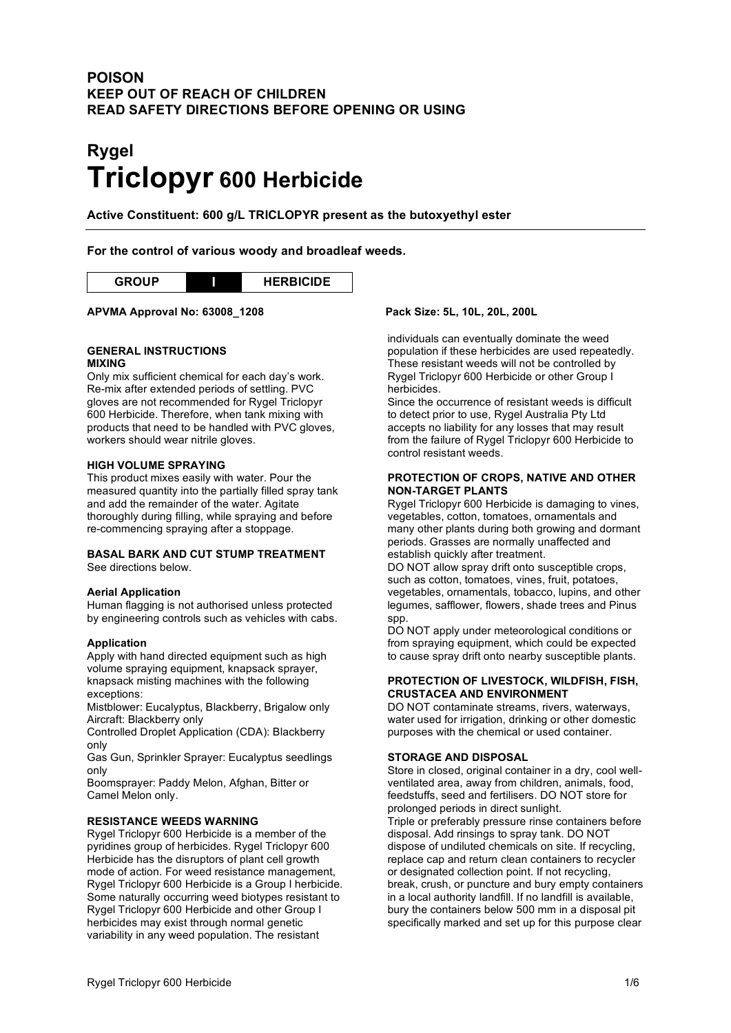**POISON**
**KEEP OUT OF REACH OF CHILDREN**
**READ SAFETY DIRECTIONS BEFORE OPENING OR USING**

# Rygel
# Triclopyr 600 Herbicide

**Active Constituent: 600 g/L TRICLOPYR present as the butoxyethyl ester**

**For the control of various woody and broadleaf weeds.**

| GROUP | I | HERBICIDE |
|---|---|---|

**APVMA Approval No: 63008_1208**

**Pack Size: 5L, 10L, 20L, 200L**

## GENERAL INSTRUCTIONS

### MIXING

Only mix sufficient chemical for each day's work. Re-mix after extended periods of settling. PVC gloves are not recommended for Rygel Triclopyr 600 Herbicide. Therefore, when tank mixing with products that need to be handled with PVC gloves, workers should wear nitrile gloves.

### HIGH VOLUME SPRAYING

This product mixes easily with water. Pour the measured quantity into the partially filled spray tank and add the remainder of the water. Agitate thoroughly during filling, while spraying and before re-commencing spraying after a stoppage.

### BASAL BARK AND CUT STUMP TREATMENT

See directions below.

### Aerial Application

Human flagging is not authorised unless protected by engineering controls such as vehicles with cabs.

### Application

Apply with hand directed equipment such as high volume spraying equipment, knapsack sprayer, knapsack misting machines with the following exceptions:

Mistblower: Eucalyptus, Blackberry, Brigalow only

Aircraft: Blackberry only

Controlled Droplet Application (CDA): Blackberry only

Gas Gun, Sprinkler Sprayer: Eucalyptus seedlings only

Boomsprayer: Paddy Melon, Afghan, Bitter or Camel Melon only.

### RESISTANCE WEEDS WARNING

Rygel Triclopyr 600 Herbicide is a member of the pyridines group of herbicides. Rygel Triclopyr 600 Herbicide has the disruptors of plant cell growth mode of action. For weed resistance management, Rygel Triclopyr 600 Herbicide is a Group I herbicide. Some naturally occurring weed biotypes resistant to Rygel Triclopyr 600 Herbicide and other Group I herbicides may exist through normal genetic variability in any weed population. The resistant individuals can eventually dominate the weed population if these herbicides are used repeatedly. These resistant weeds will not be controlled by Rygel Triclopyr 600 Herbicide or other Group I herbicides.

Since the occurrence of resistant weeds is difficult to detect prior to use, Rygel Australia Pty Ltd accepts no liability for any losses that may result from the failure of Rygel Triclopyr 600 Herbicide to control resistant weeds.

### PROTECTION OF CROPS, NATIVE AND OTHER NON-TARGET PLANTS

Rygel Triclopyr 600 Herbicide is damaging to vines, vegetables, cotton, tomatoes, ornamentals and many other plants during both growing and dormant periods. Grasses are normally unaffected and establish quickly after treatment.

DO NOT allow spray drift onto susceptible crops, such as cotton, tomatoes, vines, fruit, potatoes, vegetables, ornamentals, tobacco, lupins, and other legumes, safflower, flowers, shade trees and Pinus spp.

DO NOT apply under meteorological conditions or from spraying equipment, which could be expected to cause spray drift onto nearby susceptible plants.

### PROTECTION OF LIVESTOCK, WILDFISH, FISH, CRUSTACEA AND ENVIRONMENT

DO NOT contaminate streams, rivers, waterways, water used for irrigation, drinking or other domestic purposes with the chemical or used container.

### STORAGE AND DISPOSAL

Store in closed, original container in a dry, cool well-ventilated area, away from children, animals, food, feedstuffs, seed and fertilisers. DO NOT store for prolonged periods in direct sunlight.

Triple or preferably pressure rinse containers before disposal. Add rinsings to spray tank. DO NOT dispose of undiluted chemicals on site. If recycling, replace cap and return clean containers to recycler or designated collection point. If not recycling, break, crush, or puncture and bury empty containers in a local authority landfill. If no landfill is available, bury the containers below 500 mm in a disposal pit specifically marked and set up for this purpose clear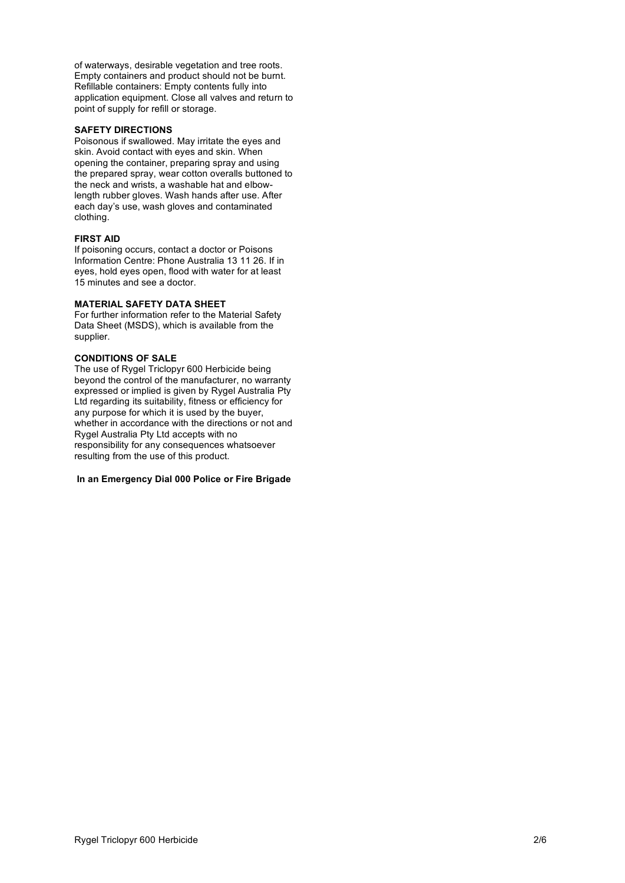of waterways, desirable vegetation and tree roots. Empty containers and product should not be burnt. Refillable containers: Empty contents fully into application equipment. Close all valves and return to point of supply for refill or storage.

**SAFETY DIRECTIONS**

Poisonous if swallowed. May irritate the eyes and skin. Avoid contact with eyes and skin. When opening the container, preparing spray and using the prepared spray, wear cotton overalls buttoned to the neck and wrists, a washable hat and elbow-length rubber gloves. Wash hands after use. After each day's use, wash gloves and contaminated clothing.

**FIRST AID**

If poisoning occurs, contact a doctor or Poisons Information Centre: Phone Australia 13 11 26. If in eyes, hold eyes open, flood with water for at least 15 minutes and see a doctor.

**MATERIAL SAFETY DATA SHEET**

For further information refer to the Material Safety Data Sheet (MSDS), which is available from the supplier.

**CONDITIONS OF SALE**

The use of Rygel Triclopyr 600 Herbicide being beyond the control of the manufacturer, no warranty expressed or implied is given by Rygel Australia Pty Ltd regarding its suitability, fitness or efficiency for any purpose for which it is used by the buyer, whether in accordance with the directions or not and Rygel Australia Pty Ltd accepts with no responsibility for any consequences whatsoever resulting from the use of this product.

**In an Emergency Dial 000 Police or Fire Brigade**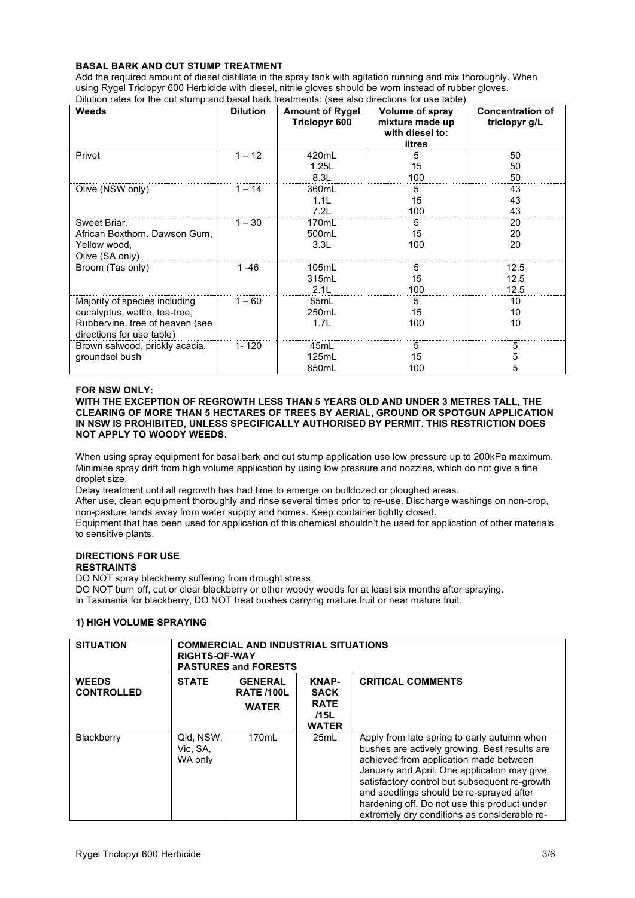**BASAL BARK AND CUT STUMP TREATMENT**

Add the required amount of diesel distillate in the spray tank with agitation running and mix thoroughly. When using Rygel Triclopyr 600 Herbicide with diesel, nitrile gloves should be worn instead of rubber gloves.

Dilution rates for the cut stump and basal bark treatments: (see also directions for use table)

| Weeds | Dilution | Amount of Rygel Triclopyr 600 | Volume of spray mixture made up with diesel to: litres | Concentration of triclopyr g/L |
|---|---|---|---|---|
| Privet | 1 – 12 | 420mL<br>1.25L<br>8.3L | 5<br>15<br>100 | 50<br>50<br>50 |
| Olive (NSW only) | 1 – 14 | 360mL<br>1.1L<br>7.2L | 5<br>15<br>100 | 43<br>43<br>43 |
| Sweet Briar, African Boxthorn, Dawson Gum, Yellow wood, Olive (SA only) | 1 – 30 | 170mL<br>500mL<br>3.3L | 5<br>15<br>100 | 20<br>20<br>20 |
| Broom (Tas only) | 1 -46 | 105mL<br>315mL<br>2.1L | 5<br>15<br>100 | 12.5<br>12.5<br>12.5 |
| Majority of species including eucalyptus, wattle, tea-tree, Rubbervine, tree of heaven (see directions for use table) | 1 – 60 | 85mL<br>250mL<br>1.7L | 5<br>15<br>100 | 10<br>10<br>10 |
| Brown salwood, prickly acacia, groundsel bush | 1- 120 | 45mL<br>125mL<br>850mL | 5<br>15<br>100 | 5<br>5<br>5 |

**FOR NSW ONLY:**
**WITH THE EXCEPTION OF REGROWTH LESS THAN 5 YEARS OLD AND UNDER 3 METRES TALL, THE CLEARING OF MORE THAN 5 HECTARES OF TREES BY AERIAL, GROUND OR SPOTGUN APPLICATION IN NSW IS PROHIBITED, UNLESS SPECIFICALLY AUTHORISED BY PERMIT. THIS RESTRICTION DOES NOT APPLY TO WOODY WEEDS.**

When using spray equipment for basal bark and cut stump application use low pressure up to 200kPa maximum. Minimise spray drift from high volume application by using low pressure and nozzles, which do not give a fine droplet size.

Delay treatment until all regrowth has had time to emerge on bulldozed or ploughed areas.

After use, clean equipment thoroughly and rinse several times prior to re-use. Discharge washings on non-crop, non-pasture lands away from water supply and homes. Keep container tightly closed.

Equipment that has been used for application of this chemical shouldn't be used for application of other materials to sensitive plants.

**DIRECTIONS FOR USE**

**RESTRAINTS**

DO NOT spray blackberry suffering from drought stress.

DO NOT burn off, cut or clear blackberry or other woody weeds for at least six months after spraying.

In Tasmania for blackberry, DO NOT treat bushes carrying mature fruit or near mature fruit.

**1) HIGH VOLUME SPRAYING**

| SITUATION | COMMERCIAL AND INDUSTRIAL SITUATIONS RIGHTS-OF-WAY PASTURES and FORESTS | | | |
|---|---|---|---|---|
| **WEEDS CONTROLLED** | **STATE** | **GENERAL RATE /100L WATER** | **KNAP-SACK RATE /15L WATER** | **CRITICAL COMMENTS** |
| Blackberry | Qld, NSW, Vic, SA, WA only | 170mL | 25mL | Apply from late spring to early autumn when bushes are actively growing. Best results are achieved from application made between January and April. One application may give satisfactory control but subsequent re-growth and seedlings should be re-sprayed after hardening off. Do not use this product under extremely dry conditions as considerable re- |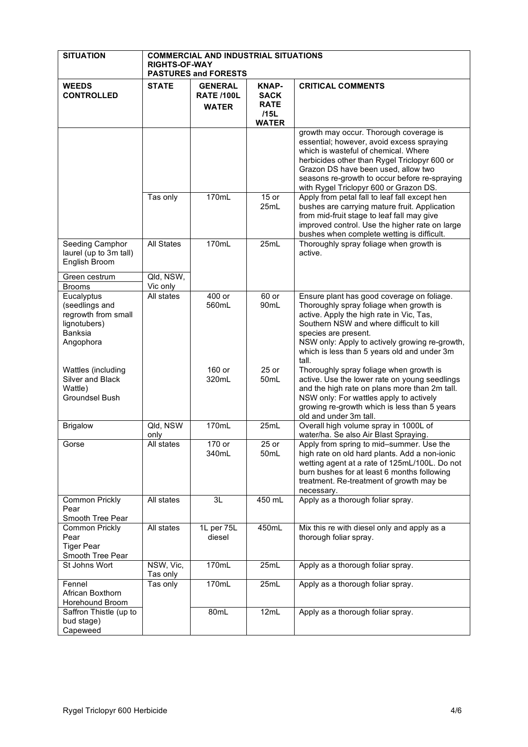| SITUATION | COMMERCIAL AND INDUSTRIAL SITUATIONS<br>RIGHTS-OF-WAY<br>PASTURES and FORESTS | | | |
|---|---|---|---|---|
| **WEEDS CONTROLLED** | **STATE** | **GENERAL RATE /100L WATER** | **KNAP-SACK RATE /15L WATER** | **CRITICAL COMMENTS** |
| | | | | growth may occur. Thorough coverage is essential; however, avoid excess spraying which is wasteful of chemical. Where herbicides other than Rygel Triclopyr 600 or Grazon DS have been used, allow two seasons re-growth to occur before re-spraying with Rygel Triclopyr 600 or Grazon DS. |
| | Tas only | 170mL | 15 or 25mL | Apply from petal fall to leaf fall except hen bushes are carrying mature fruit. Application from mid-fruit stage to leaf fall may give improved control. Use the higher rate on large bushes when complete wetting is difficult. |
| Seeding Camphor laurel (up to 3m tall)<br>English Broom | All States | 170mL | 25mL | Thoroughly spray foliage when growth is active. |
| Green cestrum<br>Brooms | Qld, NSW, Vic only | | | |
| Eucalyptus (seedlings and regrowth from small lignotubers)<br>Banksia<br>Angophora | All states | 400 or 560mL | 60 or 90mL | Ensure plant has good coverage on foliage. Thoroughly spray foliage when growth is active. Apply the high rate in Vic, Tas, Southern NSW and where difficult to kill species are present.<br>NSW only: Apply to actively growing re-growth, which is less than 5 years old and under 3m tall. |
| Wattles (including Silver and Black Wattle)<br>Groundsel Bush | | 160 or 320mL | 25 or 50mL | Thoroughly spray foliage when growth is active. Use the lower rate on young seedlings and the high rate on plans more than 2m tall. NSW only: For wattles apply to actively growing re-growth which is less than 5 years old and under 3m tall. |
| Brigalow | Qld, NSW only | 170mL | 25mL | Overall high volume spray in 1000L of water/ha. Se also Air Blast Spraying. |
| Gorse | All states | 170 or 340mL | 25 or 50mL | Apply from spring to mid–summer. Use the high rate on old hard plants. Add a non-ionic wetting agent at a rate of 125mL/100L. Do not burn bushes for at least 6 months following treatment. Re-treatment of growth may be necessary. |
| Common Prickly Pear<br>Smooth Tree Pear | All states | 3L | 450 mL | Apply as a thorough foliar spray. |
| Common Prickly Pear<br>Tiger Pear<br>Smooth Tree Pear | All states | 1L per 75L diesel | 450mL | Mix this re with diesel only and apply as a thorough foliar spray. |
| St Johns Wort | NSW, Vic, Tas only | 170mL | 25mL | Apply as a thorough foliar spray. |
| Fennel<br>African Boxthorn<br>Horehound Broom | Tas only | 170mL | 25mL | Apply as a thorough foliar spray. |
| Saffron Thistle (up to bud stage)<br>Capeweed | | 80mL | 12mL | Apply as a thorough foliar spray. |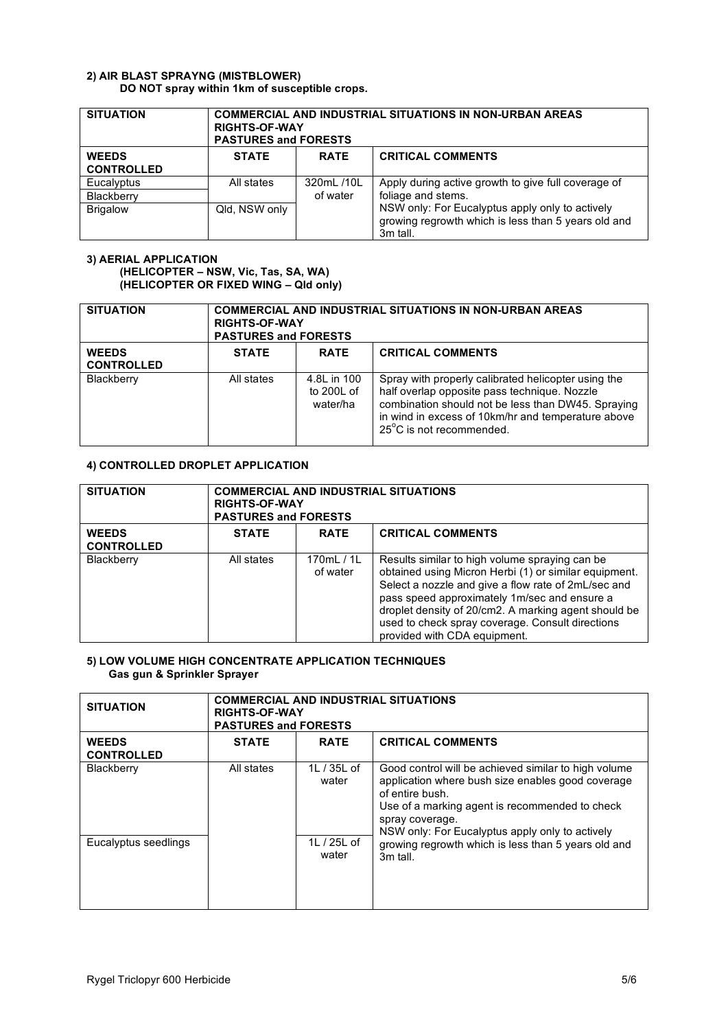**2) AIR BLAST SPRAYNG (MISTBLOWER)**
**DO NOT spray within 1km of susceptible crops.**

| SITUATION | COMMERCIAL AND INDUSTRIAL SITUATIONS IN NON-URBAN AREAS RIGHTS-OF-WAY PASTURES and FORESTS | | |
|---|---|---|---|
| **WEEDS CONTROLLED** | **STATE** | **RATE** | **CRITICAL COMMENTS** |
| Eucalyptus<br>Blackberry | All states | 320mL /10L of water | Apply during active growth to give full coverage of foliage and stems.<br>NSW only: For Eucalyptus apply only to actively growing regrowth which is less than 5 years old and 3m tall. |
| Brigalow | Qld, NSW only | | |

**3) AERIAL APPLICATION**
**(HELICOPTER – NSW, Vic, Tas, SA, WA)**
**(HELICOPTER OR FIXED WING – Qld only)**

| SITUATION | COMMERCIAL AND INDUSTRIAL SITUATIONS IN NON-URBAN AREAS RIGHTS-OF-WAY PASTURES and FORESTS | | |
|---|---|---|---|
| **WEEDS CONTROLLED** | **STATE** | **RATE** | **CRITICAL COMMENTS** |
| Blackberry | All states | 4.8L in 100 to 200L of water/ha | Spray with properly calibrated helicopter using the half overlap opposite pass technique. Nozzle combination should not be less than DW45. Spraying in wind in excess of 10km/hr and temperature above 25°C is not recommended. |

**4) CONTROLLED DROPLET APPLICATION**

| SITUATION | COMMERCIAL AND INDUSTRIAL SITUATIONS RIGHTS-OF-WAY PASTURES and FORESTS | | |
|---|---|---|---|
| **WEEDS CONTROLLED** | **STATE** | **RATE** | **CRITICAL COMMENTS** |
| Blackberry | All states | 170mL / 1L of water | Results similar to high volume spraying can be obtained using Micron Herbi (1) or similar equipment. Select a nozzle and give a flow rate of 2mL/sec and pass speed approximately 1m/sec and ensure a droplet density of 20/cm2. A marking agent should be used to check spray coverage. Consult directions provided with CDA equipment. |

**5) LOW VOLUME HIGH CONCENTRATE APPLICATION TECHNIQUES**
**Gas gun & Sprinkler Sprayer**

| SITUATION | COMMERCIAL AND INDUSTRIAL SITUATIONS RIGHTS-OF-WAY PASTURES and FORESTS | | |
|---|---|---|---|
| **WEEDS CONTROLLED** | **STATE** | **RATE** | **CRITICAL COMMENTS** |
| Blackberry | All states | 1L / 35L of water | Good control will be achieved similar to high volume application where bush size enables good coverage of entire bush.<br>Use of a marking agent is recommended to check spray coverage.<br>NSW only: For Eucalyptus apply only to actively growing regrowth which is less than 5 years old and 3m tall. |
| Eucalyptus seedlings | | 1L / 25L of water | |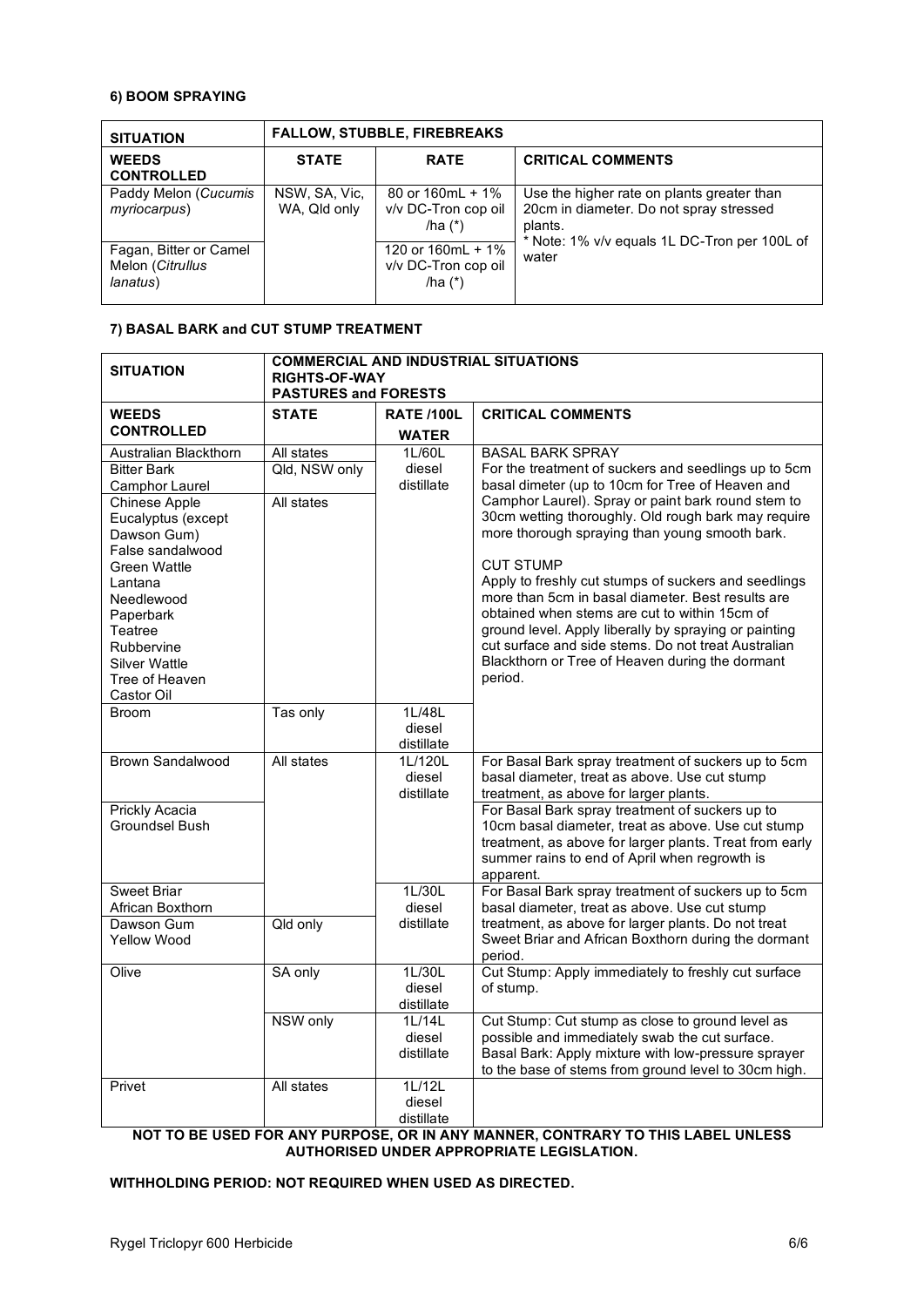#### 6) BOOM SPRAYING

| SITUATION | FALLOW, STUBBLE, FIREBREAKS | | |
|---|---|---|---|
| **WEEDS CONTROLLED** | **STATE** | **RATE** | **CRITICAL COMMENTS** |
| Paddy Melon (*Cucumis myriocarpus*) | NSW, SA, Vic, WA, Qld only | 80 or 160mL + 1% v/v DC-Tron cop oil /ha (*) | Use the higher rate on plants greater than 20cm in diameter. Do not spray stressed plants. * Note: 1% v/v equals 1L DC-Tron per 100L of water |
| Fagan, Bitter or Camel Melon (*Citrullus lanatus*) | | 120 or 160mL + 1% v/v DC-Tron cop oil /ha (*) | |

#### 7) BASAL BARK and CUT STUMP TREATMENT

| SITUATION | COMMERCIAL AND INDUSTRIAL SITUATIONS RIGHTS-OF-WAY PASTURES and FORESTS | | |
|---|---|---|---|
| **WEEDS CONTROLLED** | **STATE** | **RATE /100L WATER** | **CRITICAL COMMENTS** |
| Australian Blackthorn | All states | 1L/60L diesel distillate | BASAL BARK SPRAY For the treatment of suckers and seedlings up to 5cm basal dimeter (up to 10cm for Tree of Heaven and Camphor Laurel). Spray or paint bark round stem to 30cm wetting thoroughly. Old rough bark may require more thorough spraying than young smooth bark. CUT STUMP Apply to freshly cut stumps of suckers and seedlings more than 5cm in basal diameter. Best results are obtained when stems are cut to within 15cm of ground level. Apply liberally by spraying or painting cut surface and side stems. Do not treat Australian Blackthorn or Tree of Heaven during the dormant period. |
| Bitter Bark Camphor Laurel | Qld, NSW only | | |
| Chinese Apple Eucalyptus (except Dawson Gum) False sandalwood Green Wattle Lantana Needlewood Paperbark Teatree Rubbervine Silver Wattle Tree of Heaven Castor Oil | All states | | |
| Broom | Tas only | 1L/48L diesel distillate | |
| Brown Sandalwood | All states | 1L/120L diesel distillate | For Basal Bark spray treatment of suckers up to 5cm basal diameter, treat as above. Use cut stump treatment, as above for larger plants. |
| Prickly Acacia Groundsel Bush | | | For Basal Bark spray treatment of suckers up to 10cm basal diameter, treat as above. Use cut stump treatment, as above for larger plants. Treat from early summer rains to end of April when regrowth is apparent. |
| Sweet Briar African Boxthorn | | 1L/30L diesel distillate | For Basal Bark spray treatment of suckers up to 5cm basal diameter, treat as above. Use cut stump treatment, as above for larger plants. Do not treat Sweet Briar and African Boxthorn during the dormant period. |
| Dawson Gum Yellow Wood | Qld only | | |
| Olive | SA only | 1L/30L diesel distillate | Cut Stump: Apply immediately to freshly cut surface of stump. |
| | NSW only | 1L/14L diesel distillate | Cut Stump: Cut stump as close to ground level as possible and immediately swab the cut surface. Basal Bark: Apply mixture with low-pressure sprayer to the base of stems from ground level to 30cm high. |
| Privet | All states | 1L/12L diesel distillate | |

**NOT TO BE USED FOR ANY PURPOSE, OR IN ANY MANNER, CONTRARY TO THIS LABEL UNLESS AUTHORISED UNDER APPROPRIATE LEGISLATION.**

**WITHHOLDING PERIOD: NOT REQUIRED WHEN USED AS DIRECTED.**